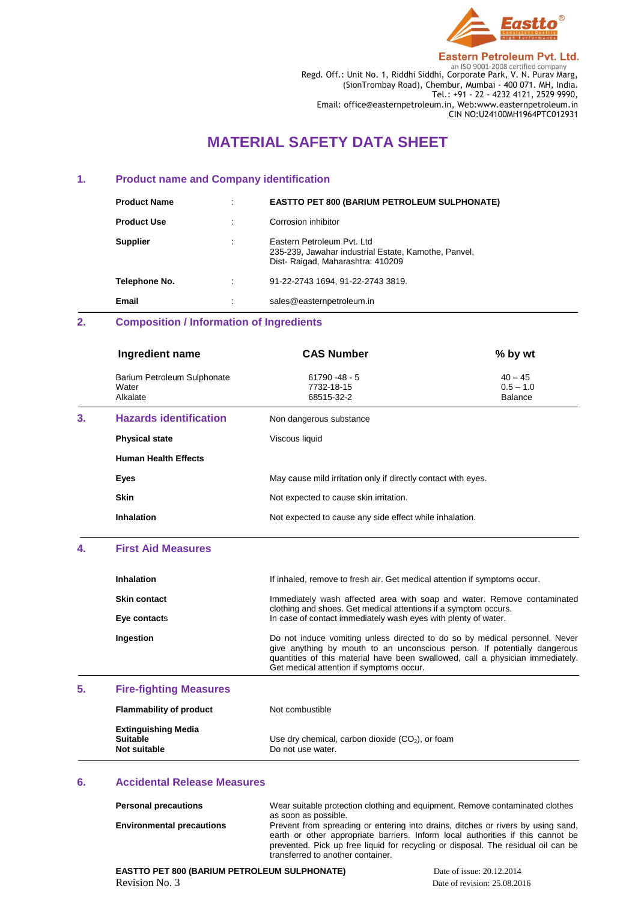**Eastern Petroleum Pvt. Ltd.**
an ISO 9001-2008 certified company
Regd. Off.: Unit No. 1, Riddhi Siddhi, Corporate Park, V. N. Purav Marg, (SionTrombay Road), Chembur, Mumbai - 400 071. MH, India.
Tel.: +91 - 22 - 4232 4121, 2529 9990,
Email: office@easternpetroleum.in, Web:www.easternpetroleum.in
CIN NO:U24100MH1964PTC012931

# MATERIAL SAFETY DATA SHEET

## 1. Product name and Company identification

| | | |
|---|---|---|
| **Product Name** | : | **EASTTO PET 800 (BARIUM PETROLEUM SULPHONATE)** |
| **Product Use** | : | Corrosion inhibitor |
| **Supplier** | : | Eastern Petroleum Pvt. Ltd<br>235-239, Jawahar industrial Estate, Kamothe, Panvel, Dist- Raigad, Maharashtra: 410209 |
| **Telephone No.** | : | 91-22-2743 1694, 91-22-2743 3819. |
| **Email** | : | sales@easternpetroleum.in |

## 2. Composition / Information of Ingredients

| Ingredient name | CAS Number | % by wt |
|---|---|---|
| Barium Petroleum Sulphonate | 61790 -48 - 5 | 40 – 45 |
| Water | 7732-18-15 | 0.5 – 1.0 |
| Alkalate | 68515-32-2 | Balance |

## 3. Hazards identification

Non dangerous substance

**Physical state**: Viscous liquid

**Human Health Effects**

**Eyes**: May cause mild irritation only if directly contact with eyes.

**Skin**: Not expected to cause skin irritation.

**Inhalation**: Not expected to cause any side effect while inhalation.

## 4. First Aid Measures

**Inhalation**: If inhaled, remove to fresh air. Get medical attention if symptoms occur.

**Skin contact**: Immediately wash affected area with soap and water. Remove contaminated clothing and shoes. Get medical attentions if a symptom occurs.

**Eye contacts**: In case of contact immediately wash eyes with plenty of water.

**Ingestion**: Do not induce vomiting unless directed to do so by medical personnel. Never give anything by mouth to an unconscious person. If potentially dangerous quantities of this material have been swallowed, call a physician immediately. Get medical attention if symptoms occur.

## 5. Fire-fighting Measures

**Flammability of product**: Not combustible

**Extinguishing Media**

**Suitable**: Use dry chemical, carbon dioxide ($CO_2$), or foam

**Not suitable**: Do not use water.

## 6. Accidental Release Measures

**Personal precautions**: Wear suitable protection clothing and equipment. Remove contaminated clothes as soon as possible.

**Environmental precautions**: Prevent from spreading or entering into drains, ditches or rivers by using sand, earth or other appropriate barriers. Inform local authorities if this cannot be prevented. Pick up free liquid for recycling or disposal. The residual oil can be transferred to another container.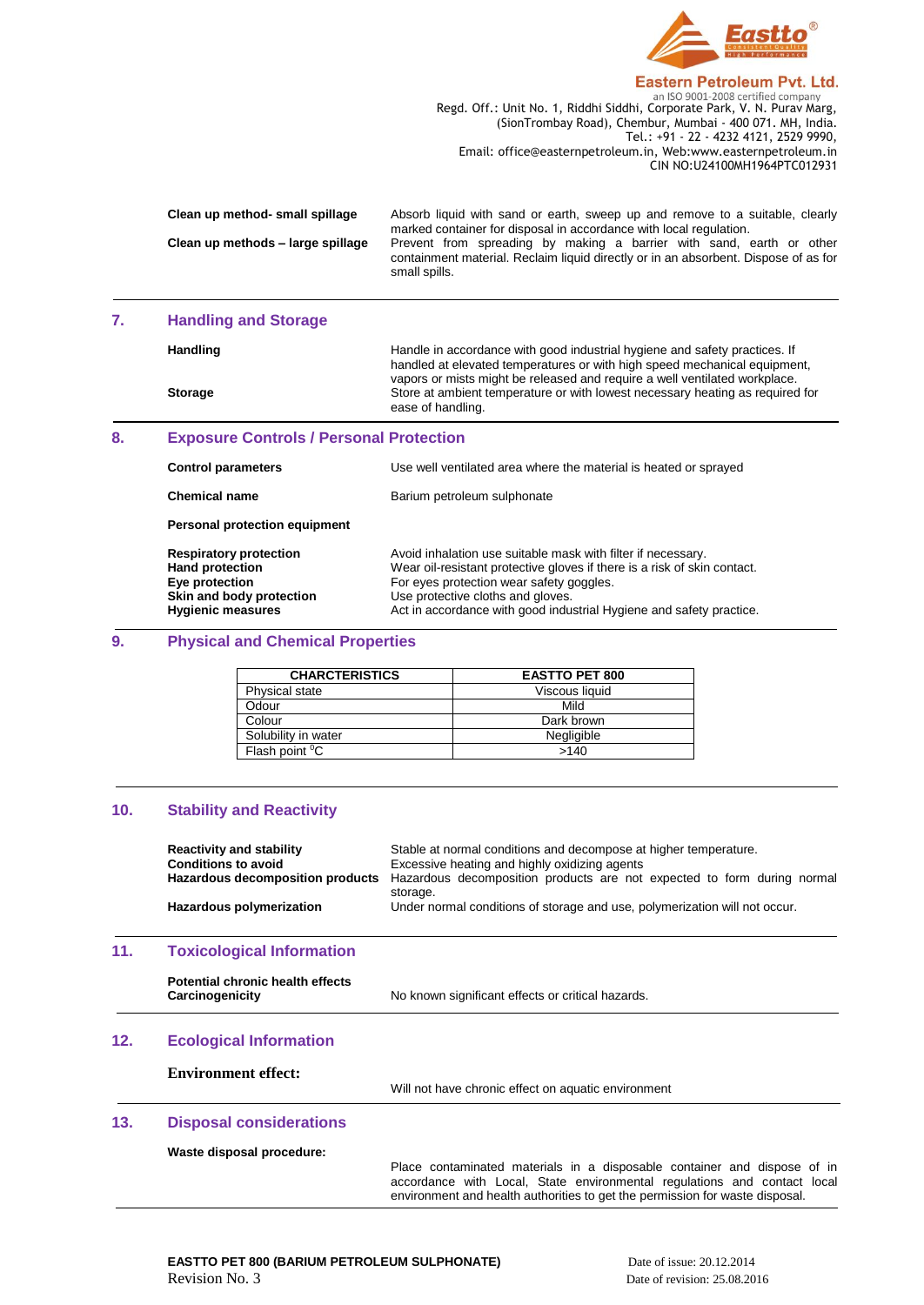**Clean up method- small spillage** — Absorb liquid with sand or earth, sweep up and remove to a suitable, clearly marked container for disposal in accordance with local regulation.

**Clean up methods – large spillage** — Prevent from spreading by making a barrier with sand, earth or other containment material. Reclaim liquid directly or in an absorbent. Dispose of as for small spills.

## 7. Handling and Storage

**Handling** — Handle in accordance with good industrial hygiene and safety practices. If handled at elevated temperatures or with high speed mechanical equipment, vapors or mists might be released and require a well ventilated workplace.

**Storage** — Store at ambient temperature or with lowest necessary heating as required for ease of handling.

## 8. Exposure Controls / Personal Protection

**Control parameters** — Use well ventilated area where the material is heated or sprayed

**Chemical name** — Barium petroleum sulphonate

**Personal protection equipment**

**Respiratory protection** — Avoid inhalation use suitable mask with filter if necessary.
**Hand protection** — Wear oil-resistant protective gloves if there is a risk of skin contact.
**Eye protection** — For eyes protection wear safety goggles.
**Skin and body protection** — Use protective cloths and gloves.
**Hygienic measures** — Act in accordance with good industrial Hygiene and safety practice.

## 9. Physical and Chemical Properties

| CHARCTERISTICS | EASTTO PET 800 |
|---|---|
| Physical state | Viscous liquid |
| Odour | Mild |
| Colour | Dark brown |
| Solubility in water | Negligible |
| Flash point $^0$C | >140 |

## 10. Stability and Reactivity

**Reactivity and stability** — Stable at normal conditions and decompose at higher temperature.
**Conditions to avoid** — Excessive heating and highly oxidizing agents
**Hazardous decomposition products** — Hazardous decomposition products are not expected to form during normal storage.
**Hazardous polymerization** — Under normal conditions of storage and use, polymerization will not occur.

## 11. Toxicological Information

**Potential chronic health effects**
**Carcinogenicity** — No known significant effects or critical hazards.

## 12. Ecological Information

**Environment effect:** — Will not have chronic effect on aquatic environment

## 13. Disposal considerations

**Waste disposal procedure:** — Place contaminated materials in a disposable container and dispose of in accordance with Local, State environmental regulations and contact local environment and health authorities to get the permission for waste disposal.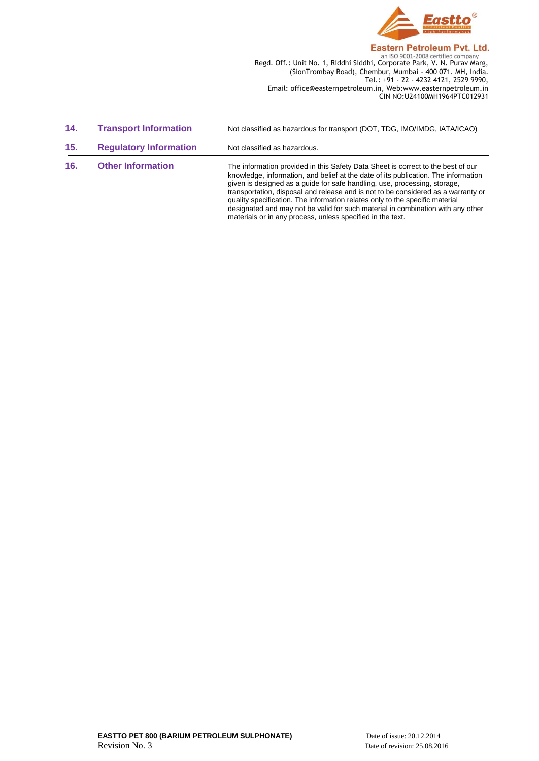| | | |
|---|---|---|
| **14.** | **Transport Information** | Not classified as hazardous for transport (DOT, TDG, IMO/IMDG, IATA/ICAO) |
| **15.** | **Regulatory Information** | Not classified as hazardous. |
| **16.** | **Other Information** | The information provided in this Safety Data Sheet is correct to the best of our knowledge, information, and belief at the date of its publication. The information given is designed as a guide for safe handling, use, processing, storage, transportation, disposal and release and is not to be considered as a warranty or quality specification. The information relates only to the specific material designated and may not be valid for such material in combination with any other materials or in any process, unless specified in the text. |